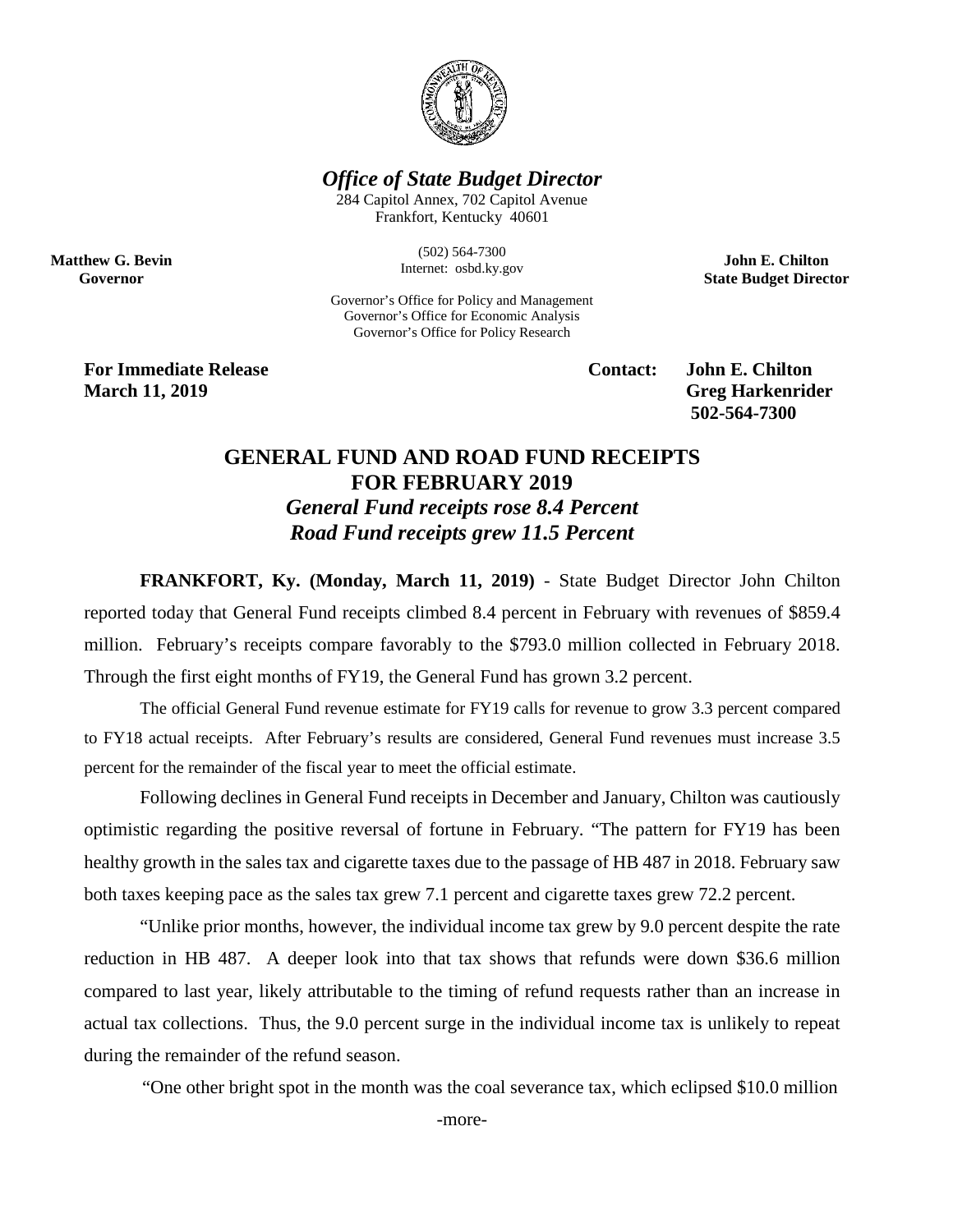***Office of State Budget Director***

284 Capitol Annex, 702 Capitol Avenue
Frankfort, Kentucky 40601

(502) 564-7300
Internet: osbd.ky.gov

Governor's Office for Policy and Management
Governor's Office for Economic Analysis
Governor's Office for Policy Research

**Matthew G. Bevin**
**Governor**

**John E. Chilton**
**State Budget Director**

**For Immediate Release**
**March 11, 2019**

**Contact: John E. Chilton**
**Greg Harkenrider**
**502-564-7300**

# GENERAL FUND AND ROAD FUND RECEIPTS FOR FEBRUARY 2019

## *General Fund receipts rose 8.4 Percent*
## *Road Fund receipts grew 11.5 Percent*

**FRANKFORT, Ky. (Monday, March 11, 2019)** - State Budget Director John Chilton reported today that General Fund receipts climbed 8.4 percent in February with revenues of $859.4 million. February's receipts compare favorably to the $793.0 million collected in February 2018. Through the first eight months of FY19, the General Fund has grown 3.2 percent.

The official General Fund revenue estimate for FY19 calls for revenue to grow 3.3 percent compared to FY18 actual receipts. After February's results are considered, General Fund revenues must increase 3.5 percent for the remainder of the fiscal year to meet the official estimate.

Following declines in General Fund receipts in December and January, Chilton was cautiously optimistic regarding the positive reversal of fortune in February. "The pattern for FY19 has been healthy growth in the sales tax and cigarette taxes due to the passage of HB 487 in 2018. February saw both taxes keeping pace as the sales tax grew 7.1 percent and cigarette taxes grew 72.2 percent.

"Unlike prior months, however, the individual income tax grew by 9.0 percent despite the rate reduction in HB 487. A deeper look into that tax shows that refunds were down $36.6 million compared to last year, likely attributable to the timing of refund requests rather than an increase in actual tax collections. Thus, the 9.0 percent surge in the individual income tax is unlikely to repeat during the remainder of the refund season.

"One other bright spot in the month was the coal severance tax, which eclipsed $10.0 million

-more-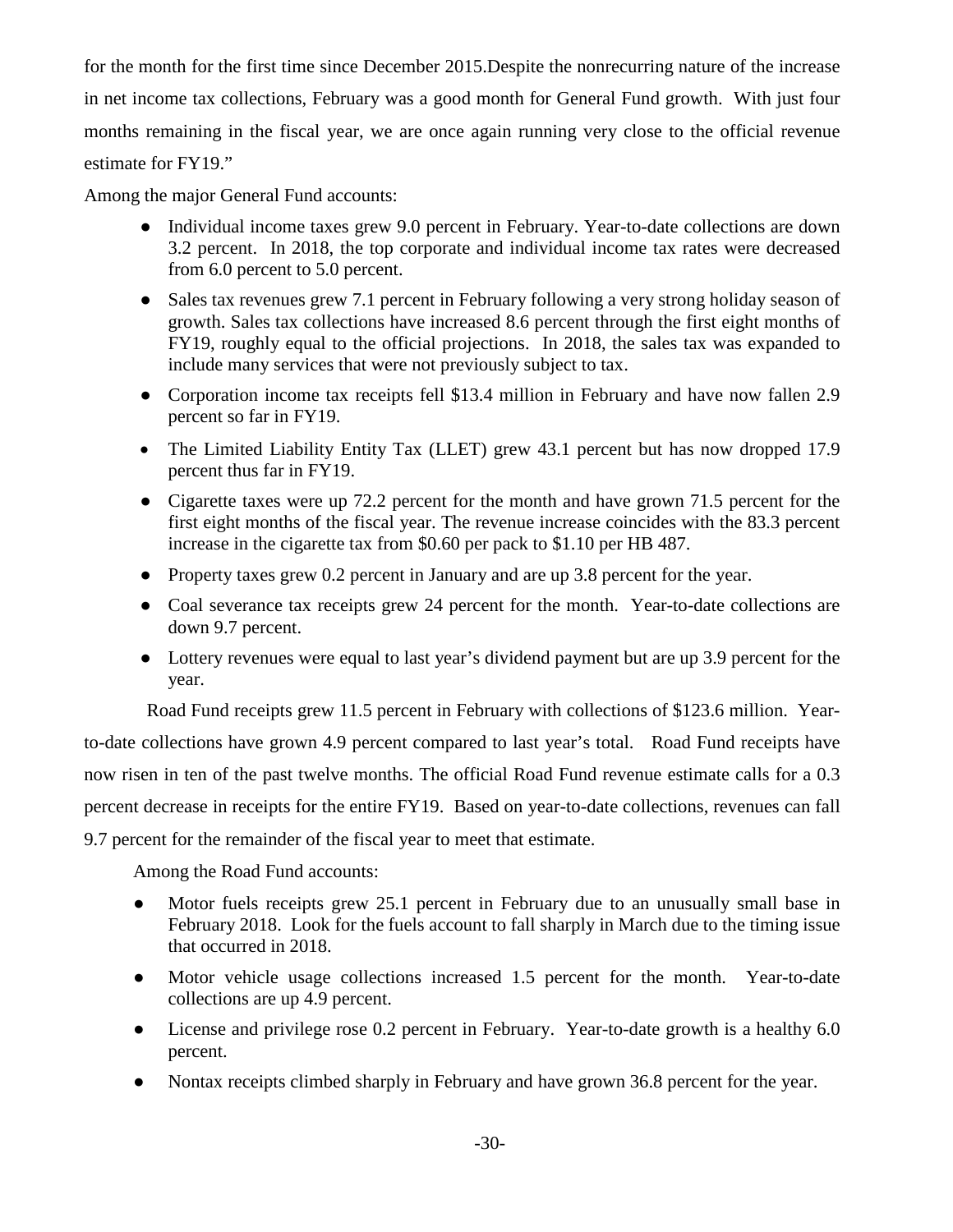for the month for the first time since December 2015.Despite the nonrecurring nature of the increase in net income tax collections, February was a good month for General Fund growth. With just four months remaining in the fiscal year, we are once again running very close to the official revenue estimate for FY19."

Among the major General Fund accounts:

- Individual income taxes grew 9.0 percent in February. Year-to-date collections are down 3.2 percent. In 2018, the top corporate and individual income tax rates were decreased from 6.0 percent to 5.0 percent.
- Sales tax revenues grew 7.1 percent in February following a very strong holiday season of growth. Sales tax collections have increased 8.6 percent through the first eight months of FY19, roughly equal to the official projections. In 2018, the sales tax was expanded to include many services that were not previously subject to tax.
- Corporation income tax receipts fell $13.4 million in February and have now fallen 2.9 percent so far in FY19.
- The Limited Liability Entity Tax (LLET) grew 43.1 percent but has now dropped 17.9 percent thus far in FY19.
- Cigarette taxes were up 72.2 percent for the month and have grown 71.5 percent for the first eight months of the fiscal year. The revenue increase coincides with the 83.3 percent increase in the cigarette tax from $0.60 per pack to $1.10 per HB 487.
- Property taxes grew 0.2 percent in January and are up 3.8 percent for the year.
- Coal severance tax receipts grew 24 percent for the month. Year-to-date collections are down 9.7 percent.
- Lottery revenues were equal to last year's dividend payment but are up 3.9 percent for the year.

Road Fund receipts grew 11.5 percent in February with collections of $123.6 million. Year-to-date collections have grown 4.9 percent compared to last year's total. Road Fund receipts have now risen in ten of the past twelve months. The official Road Fund revenue estimate calls for a 0.3 percent decrease in receipts for the entire FY19. Based on year-to-date collections, revenues can fall 9.7 percent for the remainder of the fiscal year to meet that estimate.

Among the Road Fund accounts:

- Motor fuels receipts grew 25.1 percent in February due to an unusually small base in February 2018. Look for the fuels account to fall sharply in March due to the timing issue that occurred in 2018.
- Motor vehicle usage collections increased 1.5 percent for the month. Year-to-date collections are up 4.9 percent.
- License and privilege rose 0.2 percent in February. Year-to-date growth is a healthy 6.0 percent.
- Nontax receipts climbed sharply in February and have grown 36.8 percent for the year.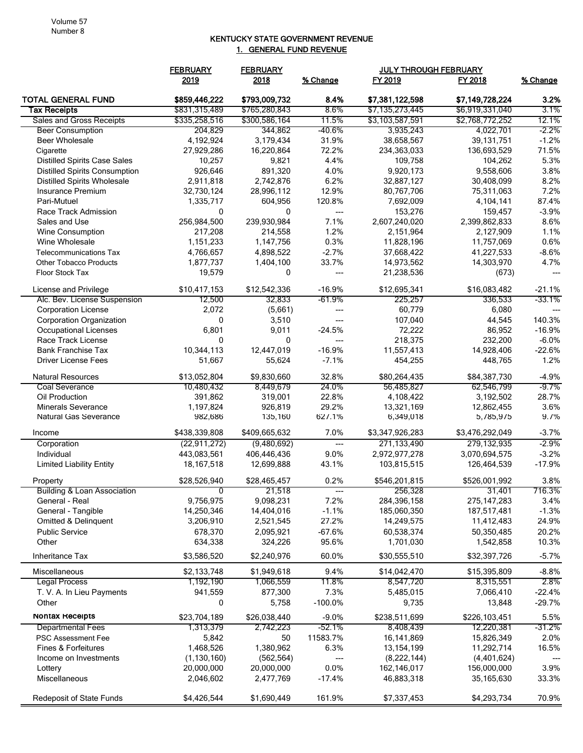# KENTUCKY STATE GOVERNMENT REVENUE

## 1. GENERAL FUND REVENUE

| | FEBRUARY 2019 | FEBRUARY 2018 | % Change | JULY THROUGH FEBRUARY FY 2019 | FY 2018 | % Change |
|---|---|---|---|---|---|---|
| **TOTAL GENERAL FUND** | **$859,446,222** | **$793,009,732** | **8.4%** | **$7,381,122,598** | **$7,149,728,224** | **3.2%** |
| Tax Receipts | $831,315,489 | $765,280,843 | 8.6% | $7,135,273,445 | $6,919,331,040 | 3.1% |
| Sales and Gross Receipts | $335,258,516 | $300,586,164 | 11.5% | $3,103,587,591 | $2,768,772,252 | 12.1% |
| Beer Consumption | 204,829 | 344,862 | -40.6% | 3,935,243 | 4,022,701 | -2.2% |
| Beer Wholesale | 4,192,924 | 3,179,434 | 31.9% | 38,658,567 | 39,131,751 | -1.2% |
| Cigarette | 27,929,286 | 16,220,864 | 72.2% | 234,363,033 | 136,693,529 | 71.5% |
| Distilled Spirits Case Sales | 10,257 | 9,821 | 4.4% | 109,758 | 104,262 | 5.3% |
| Distilled Spirits Consumption | 926,646 | 891,320 | 4.0% | 9,920,173 | 9,558,606 | 3.8% |
| Distilled Spirits Wholesale | 2,911,818 | 2,742,876 | 6.2% | 32,887,127 | 30,408,099 | 8.2% |
| Insurance Premium | 32,730,124 | 28,996,112 | 12.9% | 80,767,706 | 75,311,063 | 7.2% |
| Pari-Mutuel | 1,335,717 | 604,956 | 120.8% | 7,692,009 | 4,104,141 | 87.4% |
| Race Track Admission | 0 | 0 | --- | 153,276 | 159,457 | -3.9% |
| Sales and Use | 256,984,500 | 239,930,984 | 7.1% | 2,607,240,020 | 2,399,862,833 | 8.6% |
| Wine Consumption | 217,208 | 214,558 | 1.2% | 2,151,964 | 2,127,909 | 1.1% |
| Wine Wholesale | 1,151,233 | 1,147,756 | 0.3% | 11,828,196 | 11,757,069 | 0.6% |
| Telecommunications Tax | 4,766,657 | 4,898,522 | -2.7% | 37,668,422 | 41,227,533 | -8.6% |
| Other Tobacco Products | 1,877,737 | 1,404,100 | 33.7% | 14,973,562 | 14,303,970 | 4.7% |
| Floor Stock Tax | 19,579 | 0 | --- | 21,238,536 | (673) | --- |
| License and Privilege | $10,417,153 | $12,542,336 | -16.9% | $12,695,341 | $16,083,482 | -21.1% |
| Alc. Bev. License Suspension | 12,500 | 32,833 | -61.9% | 225,257 | 336,533 | -33.1% |
| Corporation License | 2,072 | (5,661) | --- | 60,779 | 6,080 | --- |
| Corporation Organization | 0 | 3,510 | --- | 107,040 | 44,545 | 140.3% |
| Occupational Licenses | 6,801 | 9,011 | -24.5% | 72,222 | 86,952 | -16.9% |
| Race Track License | 0 | 0 | --- | 218,375 | 232,200 | -6.0% |
| Bank Franchise Tax | 10,344,113 | 12,447,019 | -16.9% | 11,557,413 | 14,928,406 | -22.6% |
| Driver License Fees | 51,667 | 55,624 | -7.1% | 454,255 | 448,765 | 1.2% |
| Natural Resources | $13,052,804 | $9,830,660 | 32.8% | $80,264,435 | $84,387,730 | -4.9% |
| Coal Severance | 10,480,432 | 8,449,679 | 24.0% | 56,485,827 | 62,546,799 | -9.7% |
| Oil Production | 391,862 | 319,001 | 22.8% | 4,108,422 | 3,192,502 | 28.7% |
| Minerals Severance | 1,197,824 | 926,819 | 29.2% | 13,321,169 | 12,862,455 | 3.6% |
| Natural Gas Severance | 982,686 | 135,160 | 627.1% | 6,349,018 | 5,785,975 | 9.7% |
| Income | $438,339,808 | $409,665,632 | 7.0% | $3,347,926,283 | $3,476,292,049 | -3.7% |
| Corporation | (22,911,272) | (9,480,692) | --- | 271,133,490 | 279,132,935 | -2.9% |
| Individual | 443,083,561 | 406,446,436 | 9.0% | 2,972,977,278 | 3,070,694,575 | -3.2% |
| Limited Liability Entity | 18,167,518 | 12,699,888 | 43.1% | 103,815,515 | 126,464,539 | -17.9% |
| Property | $28,526,940 | $28,465,457 | 0.2% | $546,201,815 | $526,001,992 | 3.8% |
| Building & Loan Association | 0 | 21,518 | --- | 256,328 | 31,401 | 716.3% |
| General - Real | 9,756,975 | 9,098,231 | 7.2% | 284,396,158 | 275,147,283 | 3.4% |
| General - Tangible | 14,250,346 | 14,404,016 | -1.1% | 185,060,350 | 187,517,481 | -1.3% |
| Omitted & Delinquent | 3,206,910 | 2,521,545 | 27.2% | 14,249,575 | 11,412,483 | 24.9% |
| Public Service | 678,370 | 2,095,921 | -67.6% | 60,538,374 | 50,350,485 | 20.2% |
| Other | 634,338 | 324,226 | 95.6% | 1,701,030 | 1,542,858 | 10.3% |
| Inheritance Tax | $3,586,520 | $2,240,976 | 60.0% | $30,555,510 | $32,397,726 | -5.7% |
| Miscellaneous | $2,133,748 | $1,949,618 | 9.4% | $14,042,470 | $15,395,809 | -8.8% |
| Legal Process | 1,192,190 | 1,066,559 | 11.8% | 8,547,720 | 8,315,551 | 2.8% |
| T. V. A. In Lieu Payments | 941,559 | 877,300 | 7.3% | 5,485,015 | 7,066,410 | -22.4% |
| Other | 0 | 5,758 | -100.0% | 9,735 | 13,848 | -29.7% |
| Nontax Receipts | $23,704,189 | $26,038,440 | -9.0% | $238,511,699 | $226,103,451 | 5.5% |
| Departmental Fees | 1,313,379 | 2,742,223 | -52.1% | 8,408,439 | 12,220,381 | -31.2% |
| PSC Assessment Fee | 5,842 | 50 | 11583.7% | 16,141,869 | 15,826,349 | 2.0% |
| Fines & Forfeitures | 1,468,526 | 1,380,962 | 6.3% | 13,154,199 | 11,292,714 | 16.5% |
| Income on Investments | (1,130,160) | (562,564) | --- | (8,222,144) | (4,401,624) | --- |
| Lottery | 20,000,000 | 20,000,000 | 0.0% | 162,146,017 | 156,000,000 | 3.9% |
| Miscellaneous | 2,046,602 | 2,477,769 | -17.4% | 46,883,318 | 35,165,630 | 33.3% |
| Redeposit of State Funds | $4,426,544 | $1,690,449 | 161.9% | $7,337,453 | $4,293,734 | 70.9% |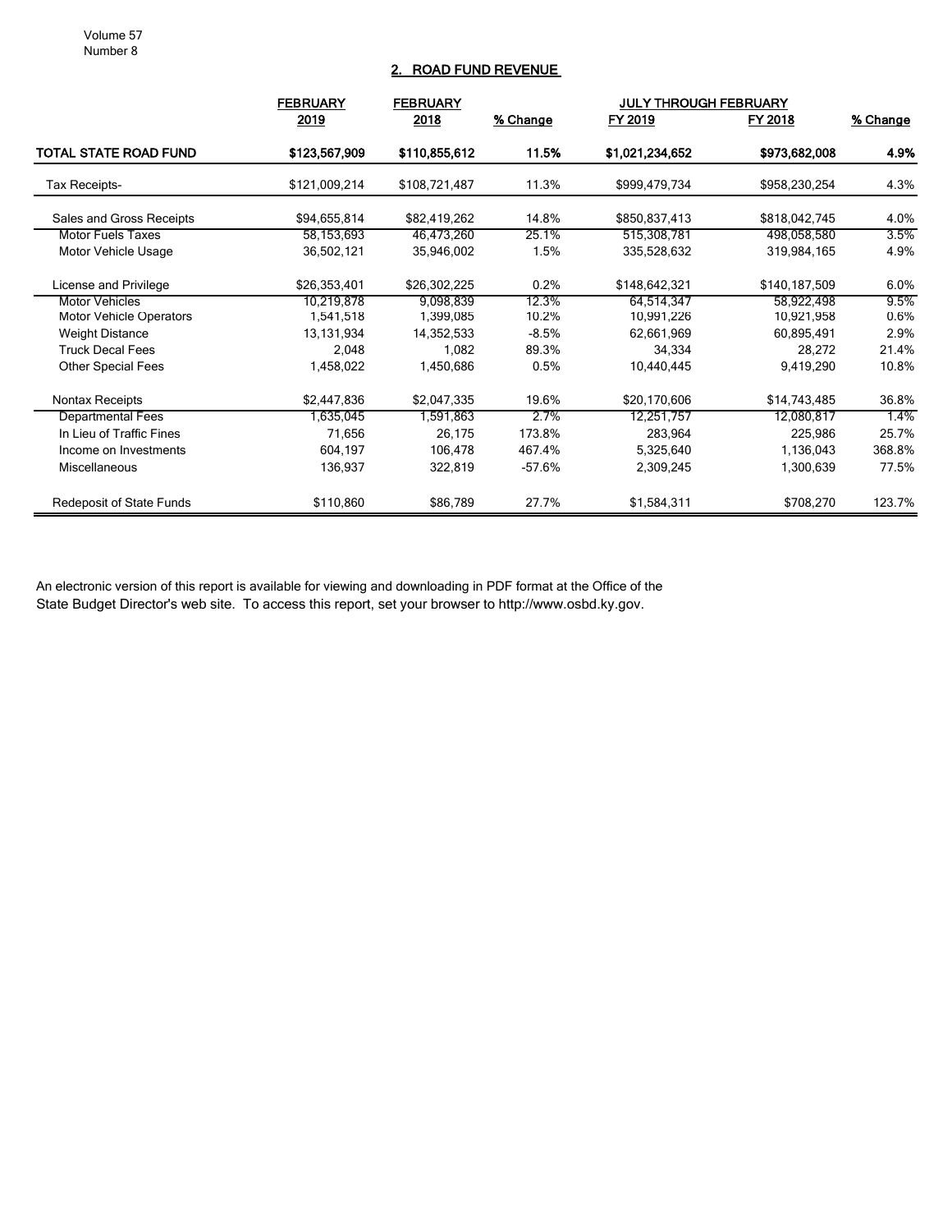## 2. ROAD FUND REVENUE

| | FEBRUARY 2019 | FEBRUARY 2018 | % Change | JULY THROUGH FEBRUARY FY 2019 | FY 2018 | % Change |
|---|---|---|---|---|---|---|
| **TOTAL STATE ROAD FUND** | **$123,567,909** | **$110,855,612** | **11.5%** | **$1,021,234,652** | **$973,682,008** | **4.9%** |
| Tax Receipts- | $121,009,214 | $108,721,487 | 11.3% | $999,479,734 | $958,230,254 | 4.3% |
| Sales and Gross Receipts | $94,655,814 | $82,419,262 | 14.8% | $850,837,413 | $818,042,745 | 4.0% |
| Motor Fuels Taxes | 58,153,693 | 46,473,260 | 25.1% | 515,308,781 | 498,058,580 | 3.5% |
| Motor Vehicle Usage | 36,502,121 | 35,946,002 | 1.5% | 335,528,632 | 319,984,165 | 4.9% |
| License and Privilege | $26,353,401 | $26,302,225 | 0.2% | $148,642,321 | $140,187,509 | 6.0% |
| Motor Vehicles | 10,219,878 | 9,098,839 | 12.3% | 64,514,347 | 58,922,498 | 9.5% |
| Motor Vehicle Operators | 1,541,518 | 1,399,085 | 10.2% | 10,991,226 | 10,921,958 | 0.6% |
| Weight Distance | 13,131,934 | 14,352,533 | -8.5% | 62,661,969 | 60,895,491 | 2.9% |
| Truck Decal Fees | 2,048 | 1,082 | 89.3% | 34,334 | 28,272 | 21.4% |
| Other Special Fees | 1,458,022 | 1,450,686 | 0.5% | 10,440,445 | 9,419,290 | 10.8% |
| Nontax Receipts | $2,447,836 | $2,047,335 | 19.6% | $20,170,606 | $14,743,485 | 36.8% |
| Departmental Fees | 1,635,045 | 1,591,863 | 2.7% | 12,251,757 | 12,080,817 | 1.4% |
| In Lieu of Traffic Fines | 71,656 | 26,175 | 173.8% | 283,964 | 225,986 | 25.7% |
| Income on Investments | 604,197 | 106,478 | 467.4% | 5,325,640 | 1,136,043 | 368.8% |
| Miscellaneous | 136,937 | 322,819 | -57.6% | 2,309,245 | 1,300,639 | 77.5% |
| Redeposit of State Funds | $110,860 | $86,789 | 27.7% | $1,584,311 | $708,270 | 123.7% |

An electronic version of this report is available for viewing and downloading in PDF format at the Office of the State Budget Director's web site. To access this report, set your browser to http://www.osbd.ky.gov.